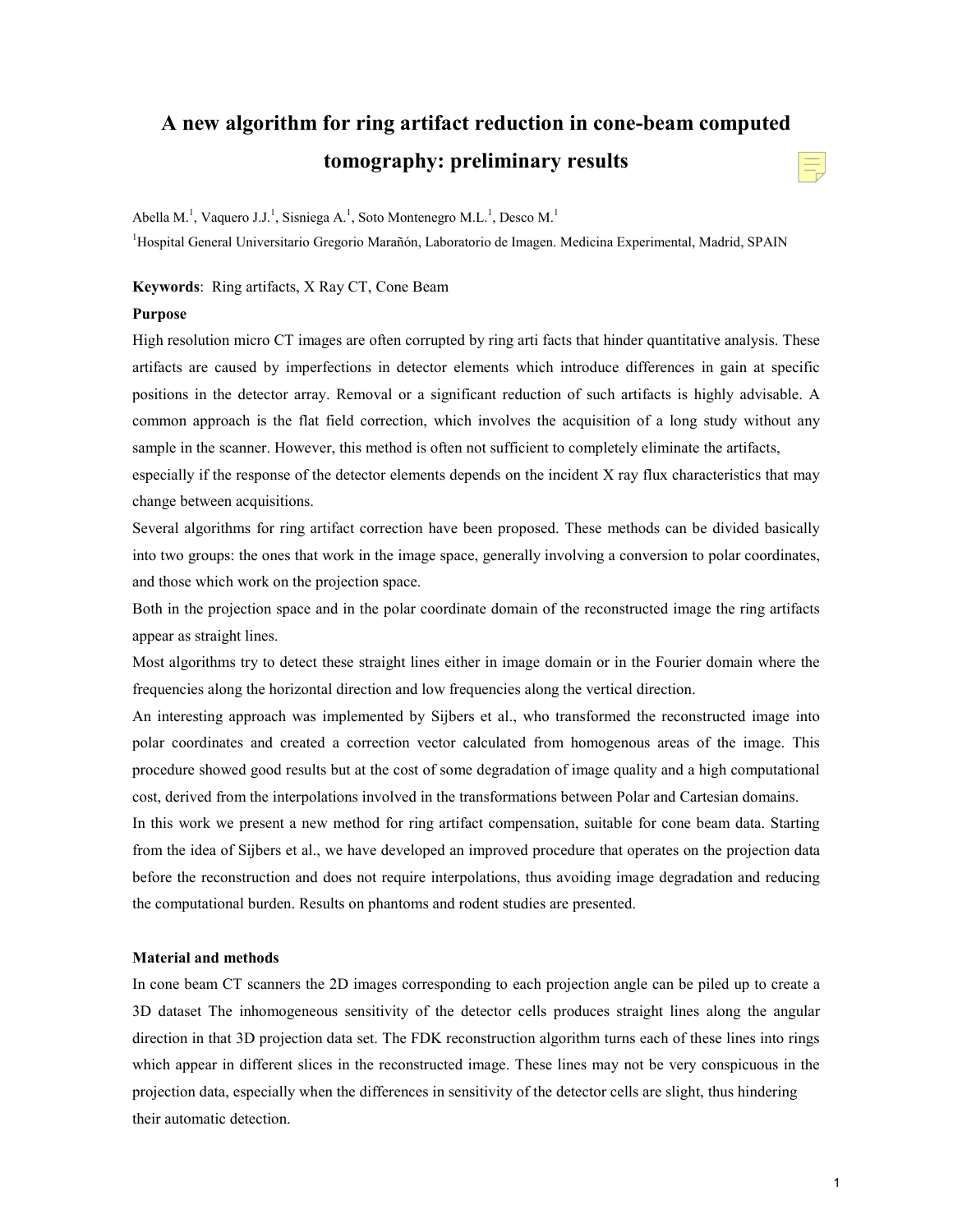# A new algorithm for ring artifact reduction in cone-beam computed tomography: preliminary results

Abella M.[1], Vaquero J.J.[1], Sisniega A.[1], Soto Montenegro M.L.[1], Desco M.[1]

[1]Hospital General Universitario Gregorio Marañón, Laboratorio de Imagen. Medicina Experimental, Madrid, SPAIN

**Keywords**: Ring artifacts, X Ray CT, Cone Beam

**Purpose**

High resolution micro CT images are often corrupted by ring arti facts that hinder quantitative analysis. These artifacts are caused by imperfections in detector elements which introduce differences in gain at specific positions in the detector array. Removal or a significant reduction of such artifacts is highly advisable. A common approach is the flat field correction, which involves the acquisition of a long study without any sample in the scanner. However, this method is often not sufficient to completely eliminate the artifacts, especially if the response of the detector elements depends on the incident X ray flux characteristics that may change between acquisitions.

Several algorithms for ring artifact correction have been proposed. These methods can be divided basically into two groups: the ones that work in the image space, generally involving a conversion to polar coordinates, and those which work on the projection space.

Both in the projection space and in the polar coordinate domain of the reconstructed image the ring artifacts appear as straight lines.

Most algorithms try to detect these straight lines either in image domain or in the Fourier domain where the frequencies along the horizontal direction and low frequencies along the vertical direction.

An interesting approach was implemented by Sijbers et al., who transformed the reconstructed image into polar coordinates and created a correction vector calculated from homogenous areas of the image. This procedure showed good results but at the cost of some degradation of image quality and a high computational cost, derived from the interpolations involved in the transformations between Polar and Cartesian domains.

In this work we present a new method for ring artifact compensation, suitable for cone beam data. Starting from the idea of Sijbers et al., we have developed an improved procedure that operates on the projection data before the reconstruction and does not require interpolations, thus avoiding image degradation and reducing the computational burden. Results on phantoms and rodent studies are presented.

**Material and methods**

In cone beam CT scanners the 2D images corresponding to each projection angle can be piled up to create a 3D dataset The inhomogeneous sensitivity of the detector cells produces straight lines along the angular direction in that 3D projection data set. The FDK reconstruction algorithm turns each of these lines into rings which appear in different slices in the reconstructed image. These lines may not be very conspicuous in the projection data, especially when the differences in sensitivity of the detector cells are slight, thus hindering their automatic detection.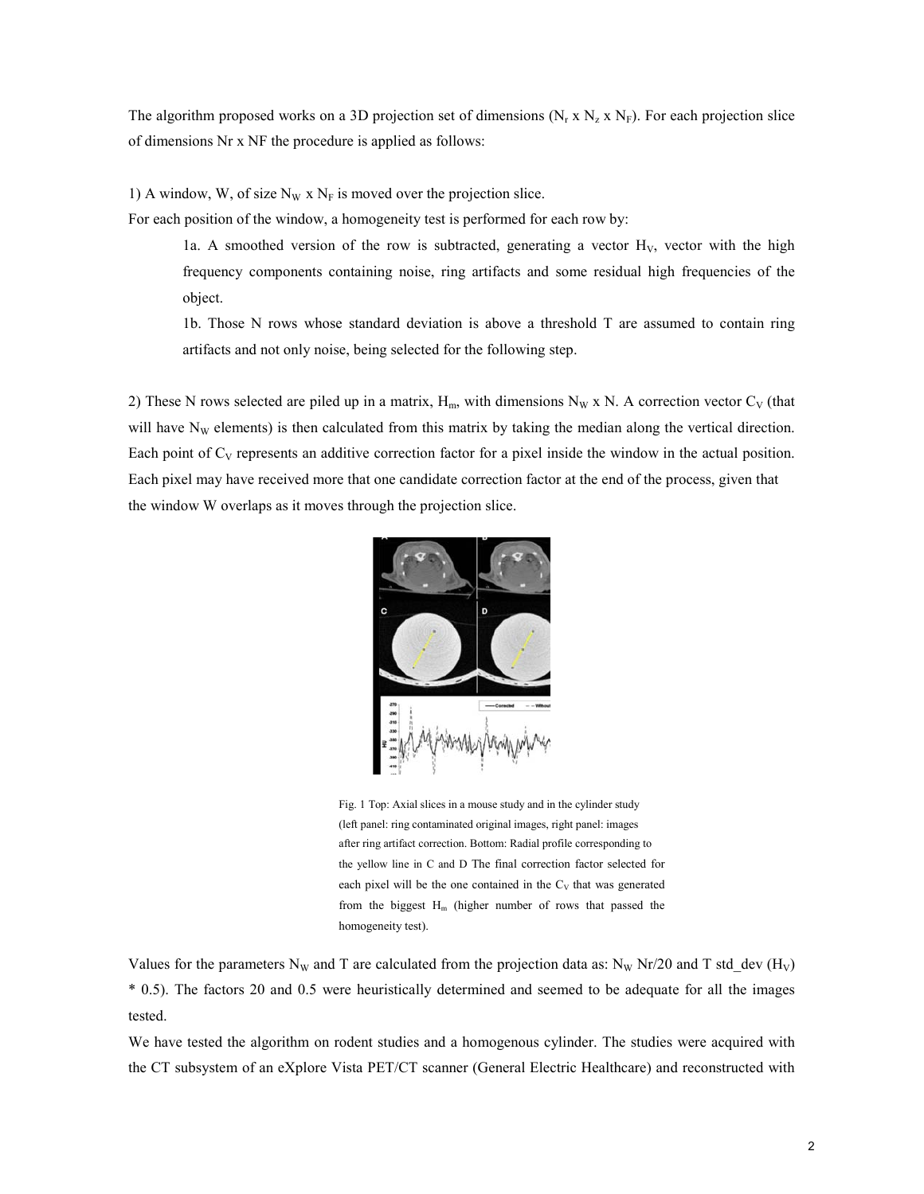The algorithm proposed works on a 3D projection set of dimensions ($N_r$ x $N_z$ x $N_F$). For each projection slice of dimensions Nr x NF the procedure is applied as follows:

1) A window, W, of size $N_W$ x $N_F$ is moved over the projection slice.

For each position of the window, a homogeneity test is performed for each row by:

> 1a. A smoothed version of the row is subtracted, generating a vector $H_V$, vector with the high frequency components containing noise, ring artifacts and some residual high frequencies of the object.
>
> 1b. Those N rows whose standard deviation is above a threshold T are assumed to contain ring artifacts and not only noise, being selected for the following step.

2) These N rows selected are piled up in a matrix, $H_m$, with dimensions $N_W$ x N. A correction vector $C_V$ (that will have $N_W$ elements) is then calculated from this matrix by taking the median along the vertical direction. Each point of $C_V$ represents an additive correction factor for a pixel inside the window in the actual position. Each pixel may have received more that one candidate correction factor at the end of the process, given that the window W overlaps as it moves through the projection slice.

Fig. 1 Top: Axial slices in a mouse study and in the cylinder study (left panel: ring contaminated original images, right panel: images after ring artifact correction. Bottom: Radial profile corresponding to the yellow line in C and D The final correction factor selected for each pixel will be the one contained in the $C_V$ that was generated from the biggest $H_m$ (higher number of rows that passed the homogeneity test).

Values for the parameters $N_W$ and T are calculated from the projection data as: $N_W$ Nr/20 and T std_dev ($H_V$) * 0.5). The factors 20 and 0.5 were heuristically determined and seemed to be adequate for all the images tested.

We have tested the algorithm on rodent studies and a homogenous cylinder. The studies were acquired with the CT subsystem of an eXplore Vista PET/CT scanner (General Electric Healthcare) and reconstructed with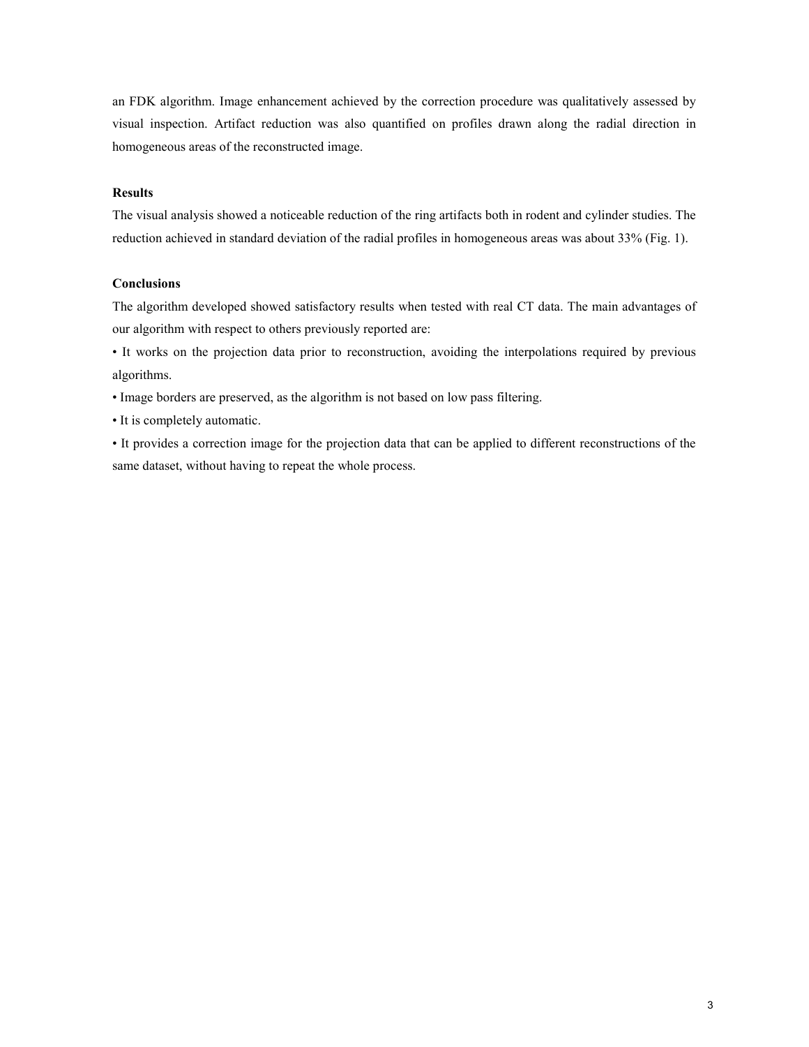an FDK algorithm. Image enhancement achieved by the correction procedure was qualitatively assessed by visual inspection. Artifact reduction was also quantified on profiles drawn along the radial direction in homogeneous areas of the reconstructed image.

**Results**

The visual analysis showed a noticeable reduction of the ring artifacts both in rodent and cylinder studies. The reduction achieved in standard deviation of the radial profiles in homogeneous areas was about 33% (Fig. 1).

**Conclusions**

The algorithm developed showed satisfactory results when tested with real CT data. The main advantages of our algorithm with respect to others previously reported are:

- It works on the projection data prior to reconstruction, avoiding the interpolations required by previous algorithms.
- Image borders are preserved, as the algorithm is not based on low pass filtering.
- It is completely automatic.
- It provides a correction image for the projection data that can be applied to different reconstructions of the same dataset, without having to repeat the whole process.